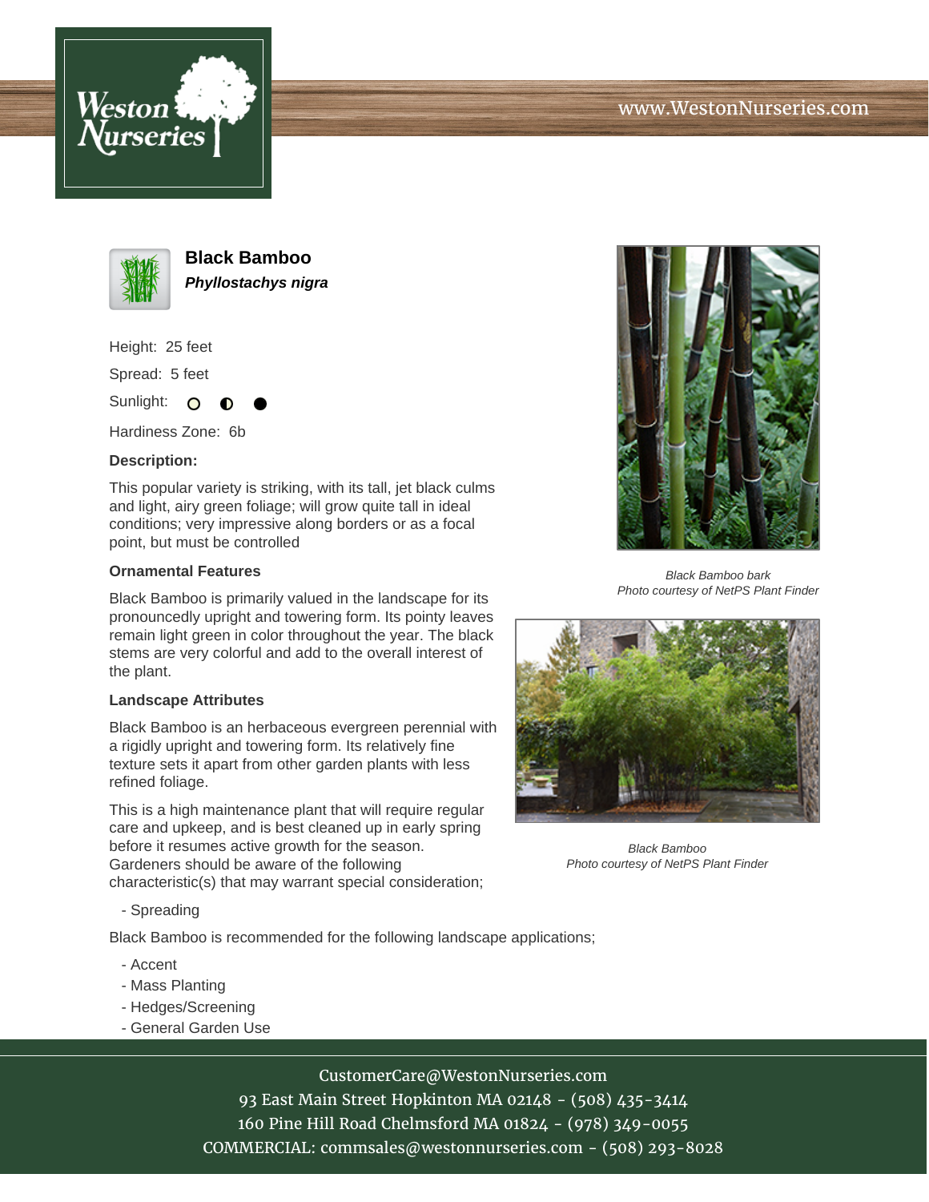# Black Bamboo

***Phyllostachys nigra***

Height: 25 feet

Spread: 5 feet

Sunlight: ○ ◐ ●

Hardiness Zone: 6b

**Description:**

This popular variety is striking, with its tall, jet black culms and light, airy green foliage; will grow quite tall in ideal conditions; very impressive along borders or as a focal point, but must be controlled

### Ornamental Features

Black Bamboo is primarily valued in the landscape for its pronouncedly upright and towering form. Its pointy leaves remain light green in color throughout the year. The black stems are very colorful and add to the overall interest of the plant.

### Landscape Attributes

Black Bamboo is an herbaceous evergreen perennial with a rigidly upright and towering form. Its relatively fine texture sets it apart from other garden plants with less refined foliage.

This is a high maintenance plant that will require regular care and upkeep, and is best cleaned up in early spring before it resumes active growth for the season. Gardeners should be aware of the following characteristic(s) that may warrant special consideration;

- Spreading

Black Bamboo is recommended for the following landscape applications;

- Accent
- Mass Planting
- Hedges/Screening
- General Garden Use

*Black Bamboo bark*
*Photo courtesy of NetPS Plant Finder*

*Black Bamboo*
*Photo courtesy of NetPS Plant Finder*

CustomerCare@WestonNurseries.com
93 East Main Street Hopkinton MA 02148 - (508) 435-3414
160 Pine Hill Road Chelmsford MA 01824 - (978) 349-0055
COMMERCIAL: commsales@westonnurseries.com - (508) 293-8028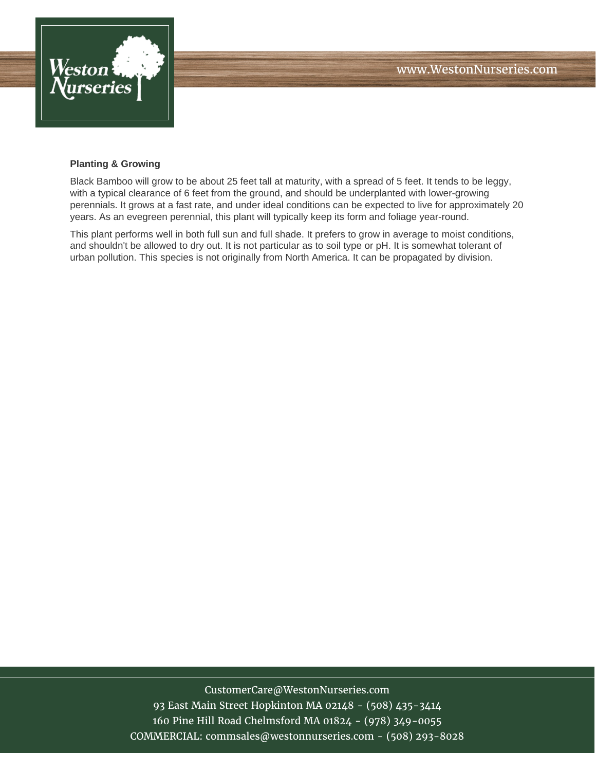### Planting & Growing

Black Bamboo will grow to be about 25 feet tall at maturity, with a spread of 5 feet. It tends to be leggy, with a typical clearance of 6 feet from the ground, and should be underplanted with lower-growing perennials. It grows at a fast rate, and under ideal conditions can be expected to live for approximately 20 years. As an evegreen perennial, this plant will typically keep its form and foliage year-round.

This plant performs well in both full sun and full shade. It prefers to grow in average to moist conditions, and shouldn't be allowed to dry out. It is not particular as to soil type or pH. It is somewhat tolerant of urban pollution. This species is not originally from North America. It can be propagated by division.